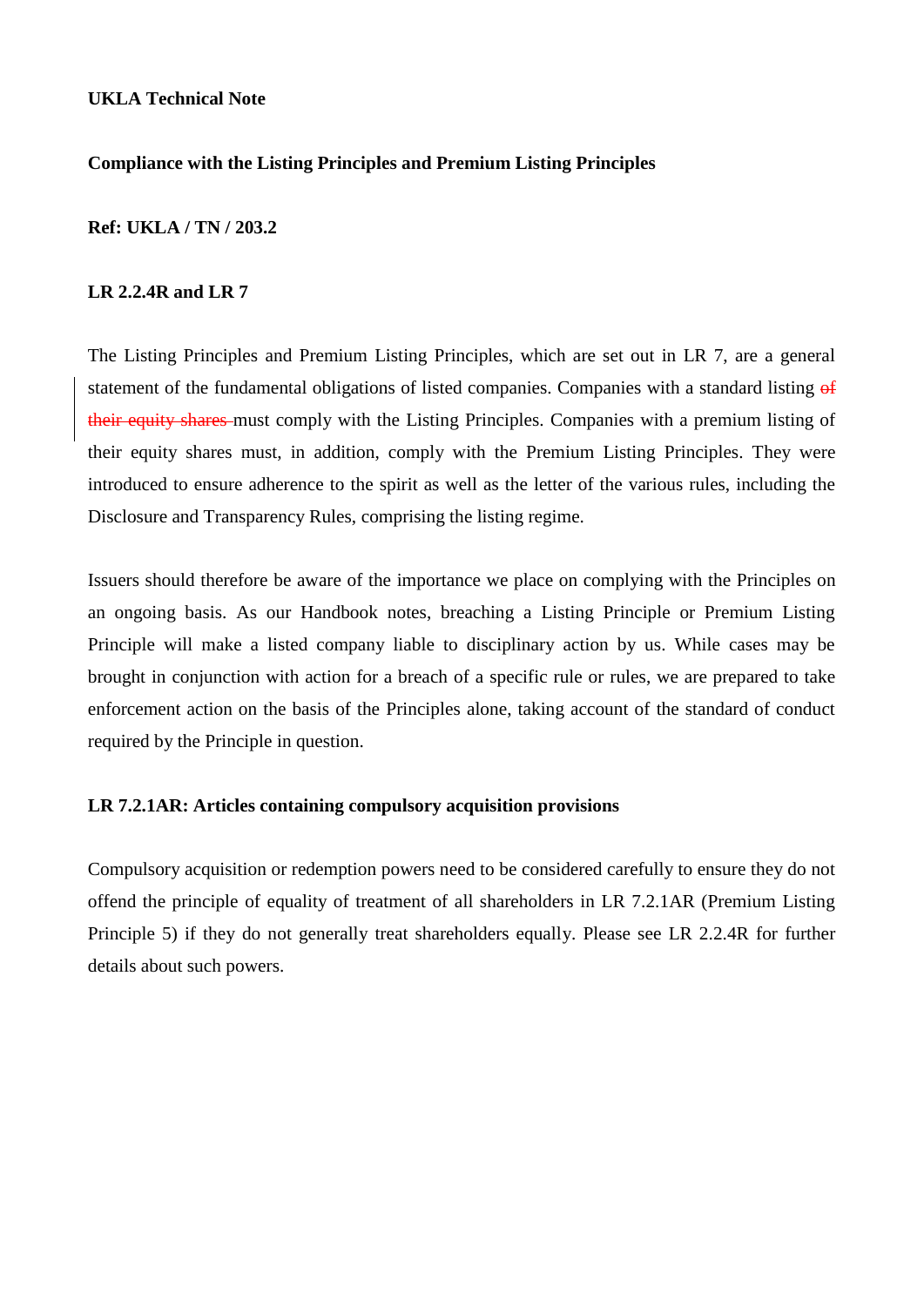**UKLA Technical Note**

**Compliance with the Listing Principles and Premium Listing Principles**

**Ref: UKLA / TN / 203.2**

**LR 2.2.4R and LR 7**

The Listing Principles and Premium Listing Principles, which are set out in LR 7, are a general statement of the fundamental obligations of listed companies. Companies with a standard listing ~~of their equity shares~~ must comply with the Listing Principles. Companies with a premium listing of their equity shares must, in addition, comply with the Premium Listing Principles. They were introduced to ensure adherence to the spirit as well as the letter of the various rules, including the Disclosure and Transparency Rules, comprising the listing regime.

Issuers should therefore be aware of the importance we place on complying with the Principles on an ongoing basis. As our Handbook notes, breaching a Listing Principle or Premium Listing Principle will make a listed company liable to disciplinary action by us. While cases may be brought in conjunction with action for a breach of a specific rule or rules, we are prepared to take enforcement action on the basis of the Principles alone, taking account of the standard of conduct required by the Principle in question.

**LR 7.2.1AR: Articles containing compulsory acquisition provisions**

Compulsory acquisition or redemption powers need to be considered carefully to ensure they do not offend the principle of equality of treatment of all shareholders in LR 7.2.1AR (Premium Listing Principle 5) if they do not generally treat shareholders equally. Please see LR 2.2.4R for further details about such powers.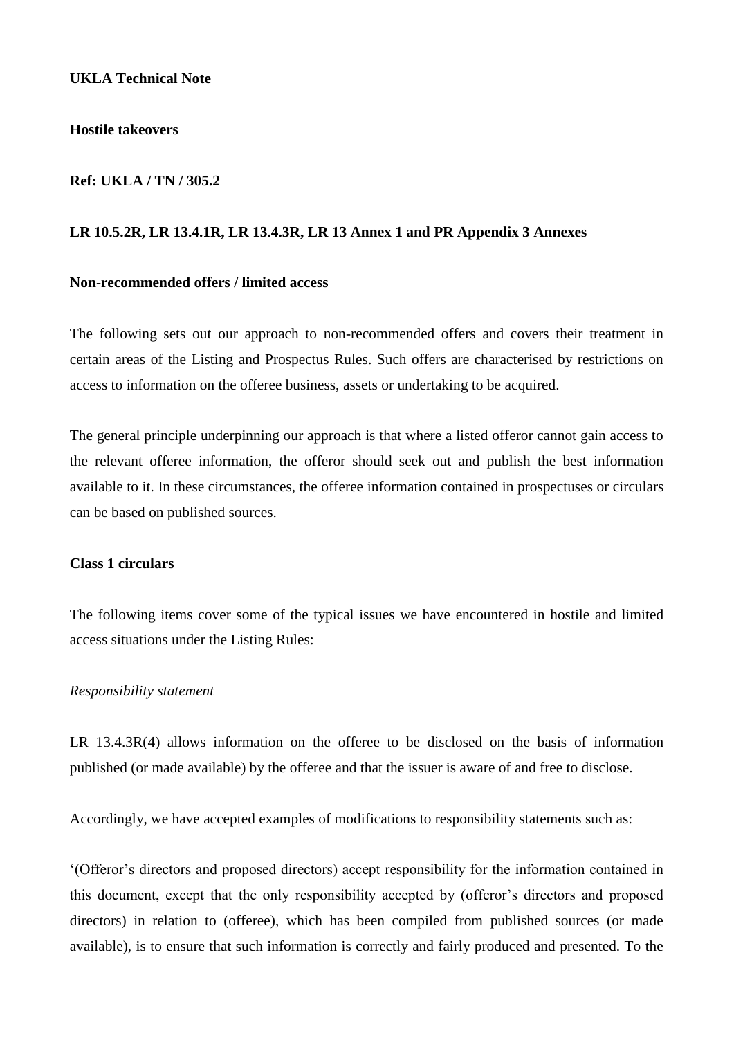**UKLA Technical Note**

**Hostile takeovers**

**Ref: UKLA / TN / 305.2**

**LR 10.5.2R, LR 13.4.1R, LR 13.4.3R, LR 13 Annex 1 and PR Appendix 3 Annexes**

**Non-recommended offers / limited access**

The following sets out our approach to non-recommended offers and covers their treatment in certain areas of the Listing and Prospectus Rules. Such offers are characterised by restrictions on access to information on the offeree business, assets or undertaking to be acquired.

The general principle underpinning our approach is that where a listed offeror cannot gain access to the relevant offeree information, the offeror should seek out and publish the best information available to it. In these circumstances, the offeree information contained in prospectuses or circulars can be based on published sources.

**Class 1 circulars**

The following items cover some of the typical issues we have encountered in hostile and limited access situations under the Listing Rules:

*Responsibility statement*

LR 13.4.3R(4) allows information on the offeree to be disclosed on the basis of information published (or made available) by the offeree and that the issuer is aware of and free to disclose.

Accordingly, we have accepted examples of modifications to responsibility statements such as:

'(Offeror's directors and proposed directors) accept responsibility for the information contained in this document, except that the only responsibility accepted by (offeror's directors and proposed directors) in relation to (offeree), which has been compiled from published sources (or made available), is to ensure that such information is correctly and fairly produced and presented. To the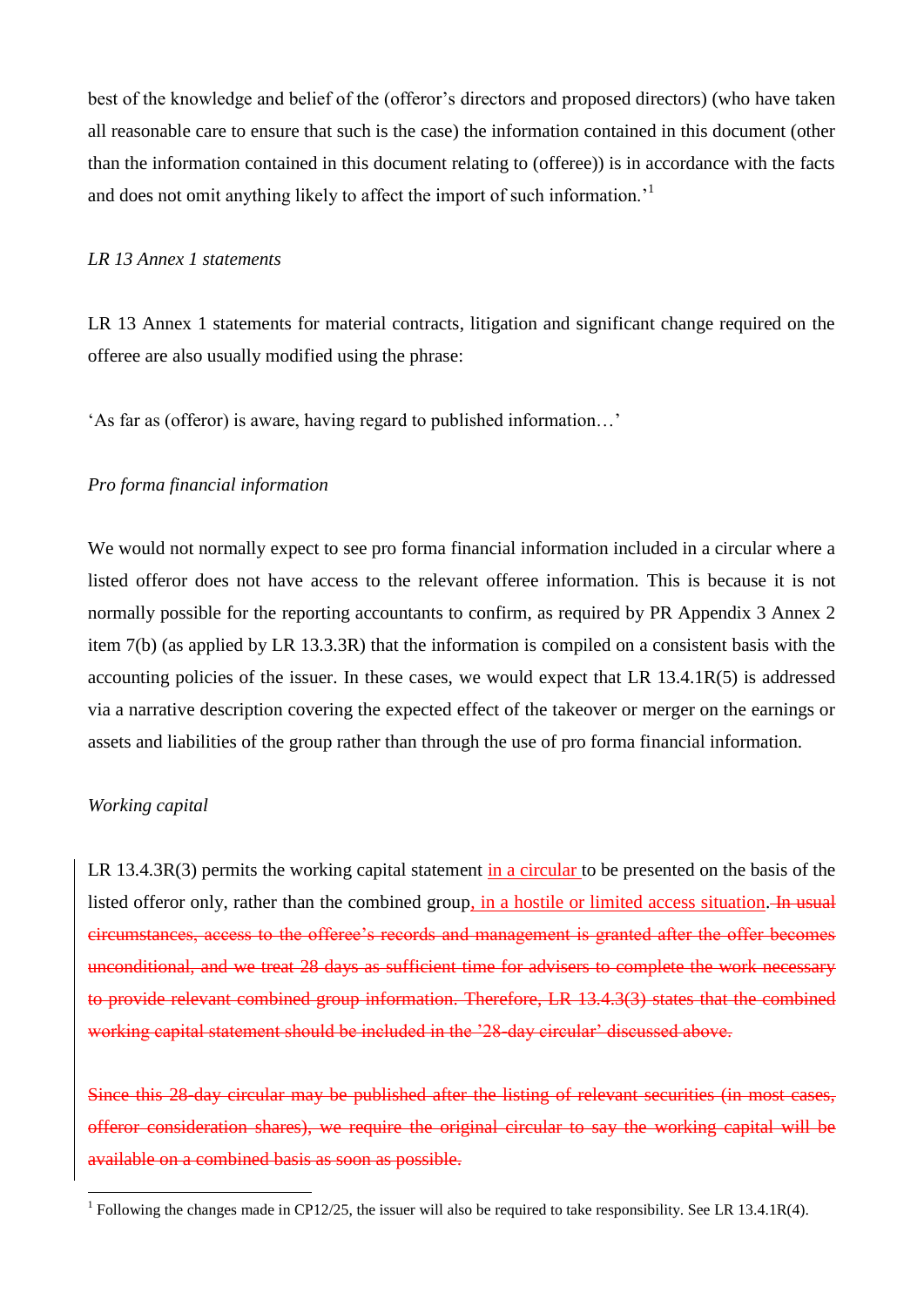best of the knowledge and belief of the (offeror's directors and proposed directors) (who have taken all reasonable care to ensure that such is the case) the information contained in this document (other than the information contained in this document relating to (offeree)) is in accordance with the facts and does not omit anything likely to affect the import of such information.'[1]

*LR 13 Annex 1 statements*

LR 13 Annex 1 statements for material contracts, litigation and significant change required on the offeree are also usually modified using the phrase:

'As far as (offeror) is aware, having regard to published information…'

*Pro forma financial information*

We would not normally expect to see pro forma financial information included in a circular where a listed offeror does not have access to the relevant offeree information. This is because it is not normally possible for the reporting accountants to confirm, as required by PR Appendix 3 Annex 2 item 7(b) (as applied by LR 13.3.3R) that the information is compiled on a consistent basis with the accounting policies of the issuer. In these cases, we would expect that LR 13.4.1R(5) is addressed via a narrative description covering the expected effect of the takeover or merger on the earnings or assets and liabilities of the group rather than through the use of pro forma financial information.

*Working capital*

LR 13.4.3R(3) permits the working capital statement <ins>in a circular </ins>to be presented on the basis of the listed offeror only, rather than the combined group<ins>, in a hostile or limited access situation</ins>. ~~In usual circumstances, access to the offeree's records and management is granted after the offer becomes unconditional, and we treat 28 days as sufficient time for advisers to complete the work necessary to provide relevant combined group information. Therefore, LR 13.4.3(3) states that the combined working capital statement should be included in the '28-day circular' discussed above.~~

~~Since this 28-day circular may be published after the listing of relevant securities (in most cases, offeror consideration shares), we require the original circular to say the working capital will be available on a combined basis as soon as possible.~~

---

[1] Following the changes made in CP12/25, the issuer will also be required to take responsibility. See LR 13.4.1R(4).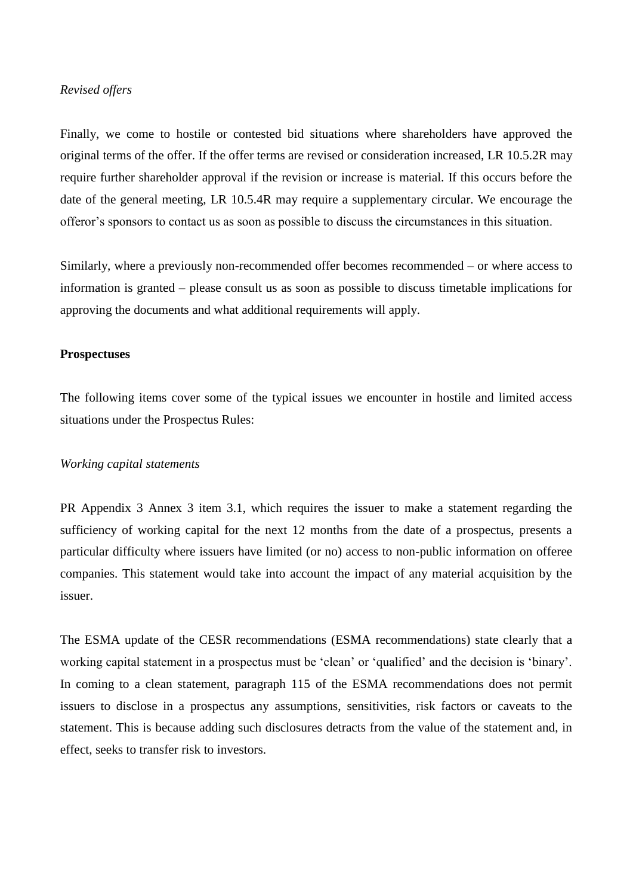*Revised offers*

Finally, we come to hostile or contested bid situations where shareholders have approved the original terms of the offer. If the offer terms are revised or consideration increased, LR 10.5.2R may require further shareholder approval if the revision or increase is material. If this occurs before the date of the general meeting, LR 10.5.4R may require a supplementary circular. We encourage the offeror's sponsors to contact us as soon as possible to discuss the circumstances in this situation.

Similarly, where a previously non-recommended offer becomes recommended – or where access to information is granted – please consult us as soon as possible to discuss timetable implications for approving the documents and what additional requirements will apply.

**Prospectuses**

The following items cover some of the typical issues we encounter in hostile and limited access situations under the Prospectus Rules:

*Working capital statements*

PR Appendix 3 Annex 3 item 3.1, which requires the issuer to make a statement regarding the sufficiency of working capital for the next 12 months from the date of a prospectus, presents a particular difficulty where issuers have limited (or no) access to non-public information on offeree companies. This statement would take into account the impact of any material acquisition by the issuer.

The ESMA update of the CESR recommendations (ESMA recommendations) state clearly that a working capital statement in a prospectus must be 'clean' or 'qualified' and the decision is 'binary'. In coming to a clean statement, paragraph 115 of the ESMA recommendations does not permit issuers to disclose in a prospectus any assumptions, sensitivities, risk factors or caveats to the statement. This is because adding such disclosures detracts from the value of the statement and, in effect, seeks to transfer risk to investors.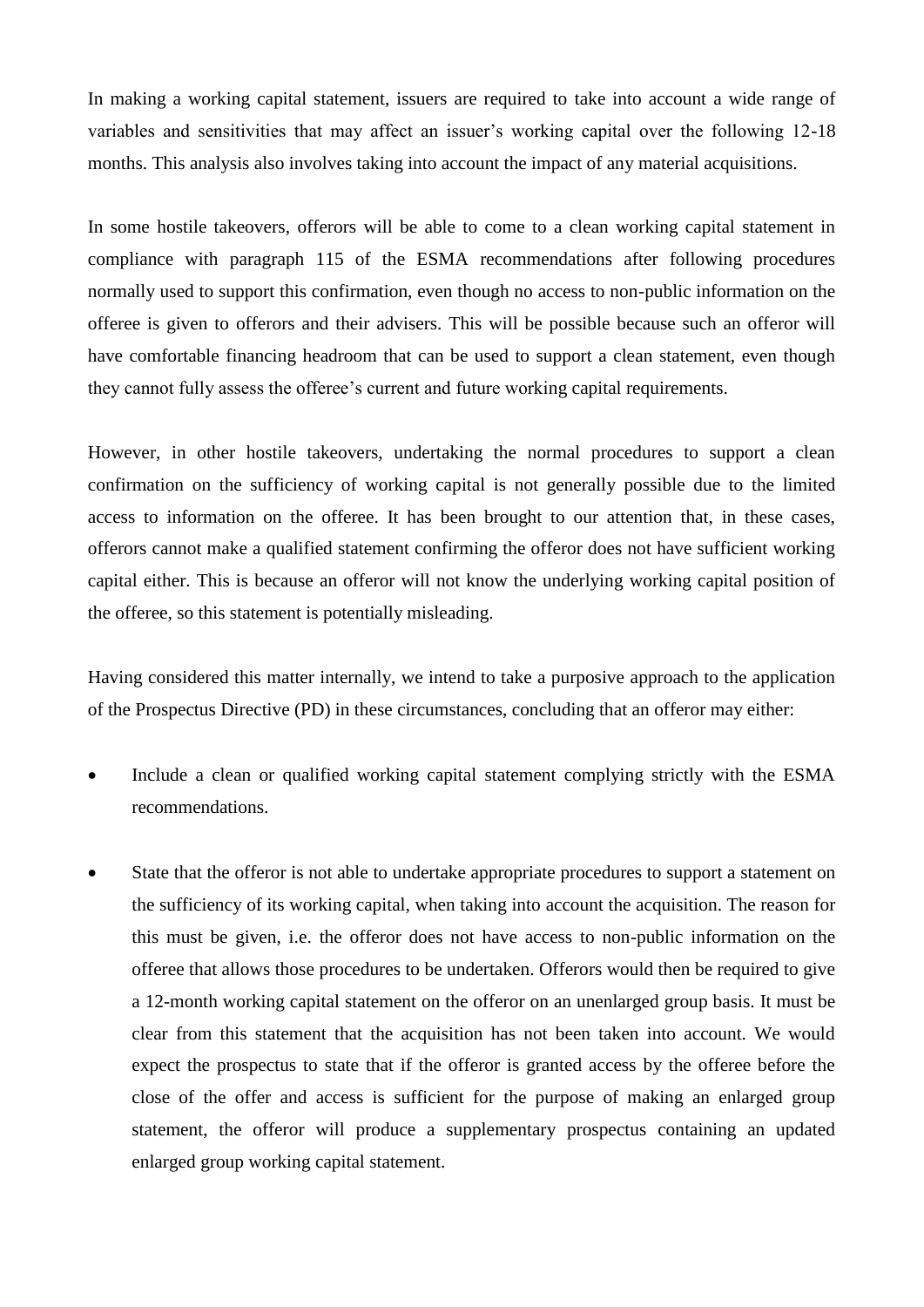In making a working capital statement, issuers are required to take into account a wide range of variables and sensitivities that may affect an issuer's working capital over the following 12-18 months. This analysis also involves taking into account the impact of any material acquisitions.

In some hostile takeovers, offerors will be able to come to a clean working capital statement in compliance with paragraph 115 of the ESMA recommendations after following procedures normally used to support this confirmation, even though no access to non-public information on the offeree is given to offerors and their advisers. This will be possible because such an offeror will have comfortable financing headroom that can be used to support a clean statement, even though they cannot fully assess the offeree's current and future working capital requirements.

However, in other hostile takeovers, undertaking the normal procedures to support a clean confirmation on the sufficiency of working capital is not generally possible due to the limited access to information on the offeree. It has been brought to our attention that, in these cases, offerors cannot make a qualified statement confirming the offeror does not have sufficient working capital either. This is because an offeror will not know the underlying working capital position of the offeree, so this statement is potentially misleading.

Having considered this matter internally, we intend to take a purposive approach to the application of the Prospectus Directive (PD) in these circumstances, concluding that an offeror may either:

- Include a clean or qualified working capital statement complying strictly with the ESMA recommendations.
- State that the offeror is not able to undertake appropriate procedures to support a statement on the sufficiency of its working capital, when taking into account the acquisition. The reason for this must be given, i.e. the offeror does not have access to non-public information on the offeree that allows those procedures to be undertaken. Offerors would then be required to give a 12-month working capital statement on the offeror on an unenlarged group basis. It must be clear from this statement that the acquisition has not been taken into account. We would expect the prospectus to state that if the offeror is granted access by the offeree before the close of the offer and access is sufficient for the purpose of making an enlarged group statement, the offeror will produce a supplementary prospectus containing an updated enlarged group working capital statement.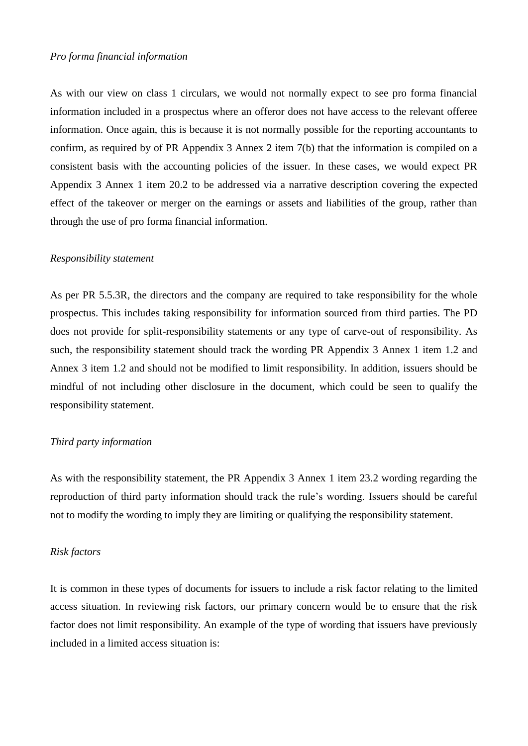*Pro forma financial information*

As with our view on class 1 circulars, we would not normally expect to see pro forma financial information included in a prospectus where an offeror does not have access to the relevant offeree information. Once again, this is because it is not normally possible for the reporting accountants to confirm, as required by of PR Appendix 3 Annex 2 item 7(b) that the information is compiled on a consistent basis with the accounting policies of the issuer. In these cases, we would expect PR Appendix 3 Annex 1 item 20.2 to be addressed via a narrative description covering the expected effect of the takeover or merger on the earnings or assets and liabilities of the group, rather than through the use of pro forma financial information.

*Responsibility statement*

As per PR 5.5.3R, the directors and the company are required to take responsibility for the whole prospectus. This includes taking responsibility for information sourced from third parties. The PD does not provide for split-responsibility statements or any type of carve-out of responsibility. As such, the responsibility statement should track the wording PR Appendix 3 Annex 1 item 1.2 and Annex 3 item 1.2 and should not be modified to limit responsibility. In addition, issuers should be mindful of not including other disclosure in the document, which could be seen to qualify the responsibility statement.

*Third party information*

As with the responsibility statement, the PR Appendix 3 Annex 1 item 23.2 wording regarding the reproduction of third party information should track the rule's wording. Issuers should be careful not to modify the wording to imply they are limiting or qualifying the responsibility statement.

*Risk factors*

It is common in these types of documents for issuers to include a risk factor relating to the limited access situation. In reviewing risk factors, our primary concern would be to ensure that the risk factor does not limit responsibility. An example of the type of wording that issuers have previously included in a limited access situation is: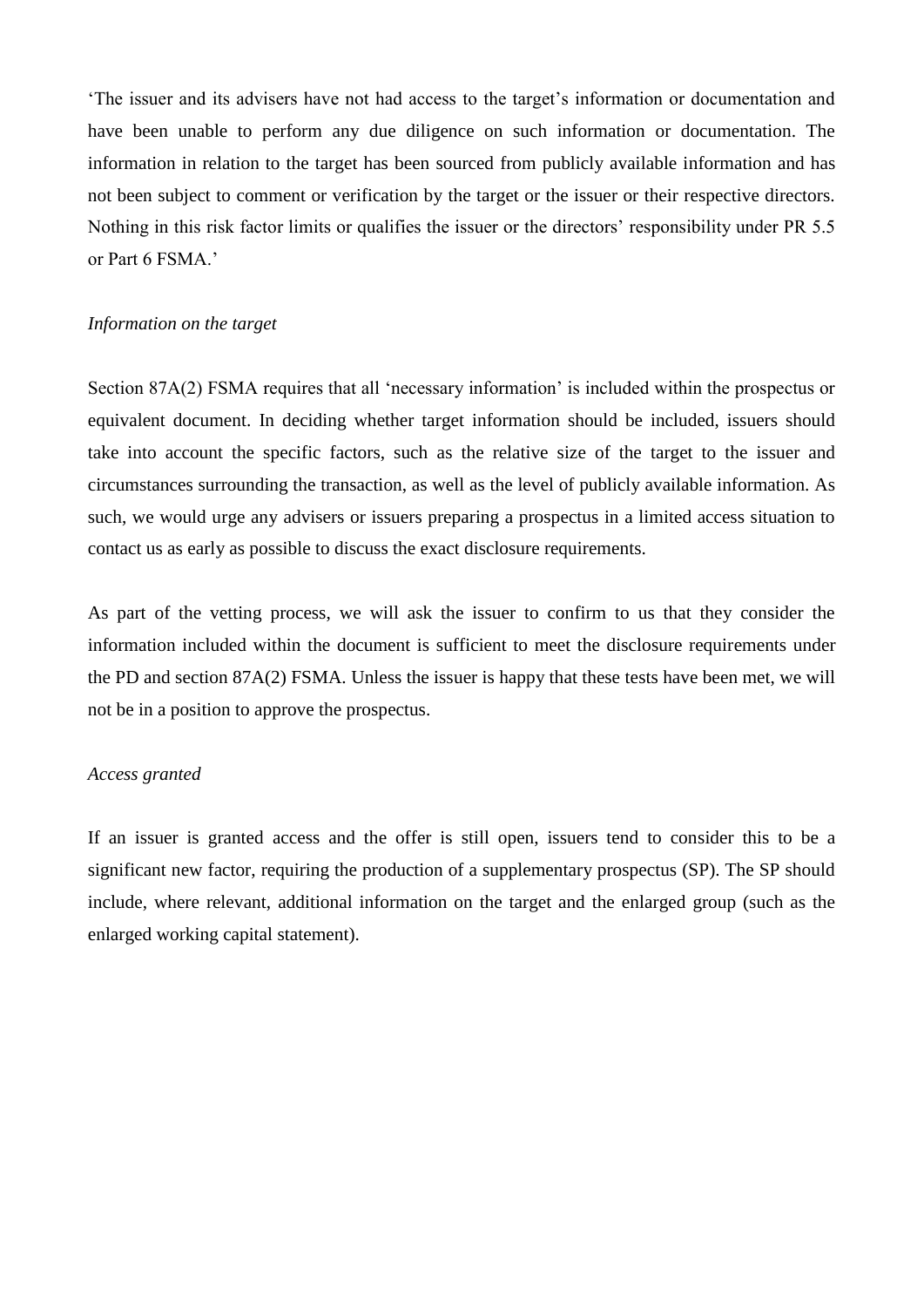'The issuer and its advisers have not had access to the target's information or documentation and have been unable to perform any due diligence on such information or documentation. The information in relation to the target has been sourced from publicly available information and has not been subject to comment or verification by the target or the issuer or their respective directors. Nothing in this risk factor limits or qualifies the issuer or the directors' responsibility under PR 5.5 or Part 6 FSMA.'

*Information on the target*

Section 87A(2) FSMA requires that all 'necessary information' is included within the prospectus or equivalent document. In deciding whether target information should be included, issuers should take into account the specific factors, such as the relative size of the target to the issuer and circumstances surrounding the transaction, as well as the level of publicly available information. As such, we would urge any advisers or issuers preparing a prospectus in a limited access situation to contact us as early as possible to discuss the exact disclosure requirements.

As part of the vetting process, we will ask the issuer to confirm to us that they consider the information included within the document is sufficient to meet the disclosure requirements under the PD and section 87A(2) FSMA. Unless the issuer is happy that these tests have been met, we will not be in a position to approve the prospectus.

*Access granted*

If an issuer is granted access and the offer is still open, issuers tend to consider this to be a significant new factor, requiring the production of a supplementary prospectus (SP). The SP should include, where relevant, additional information on the target and the enlarged group (such as the enlarged working capital statement).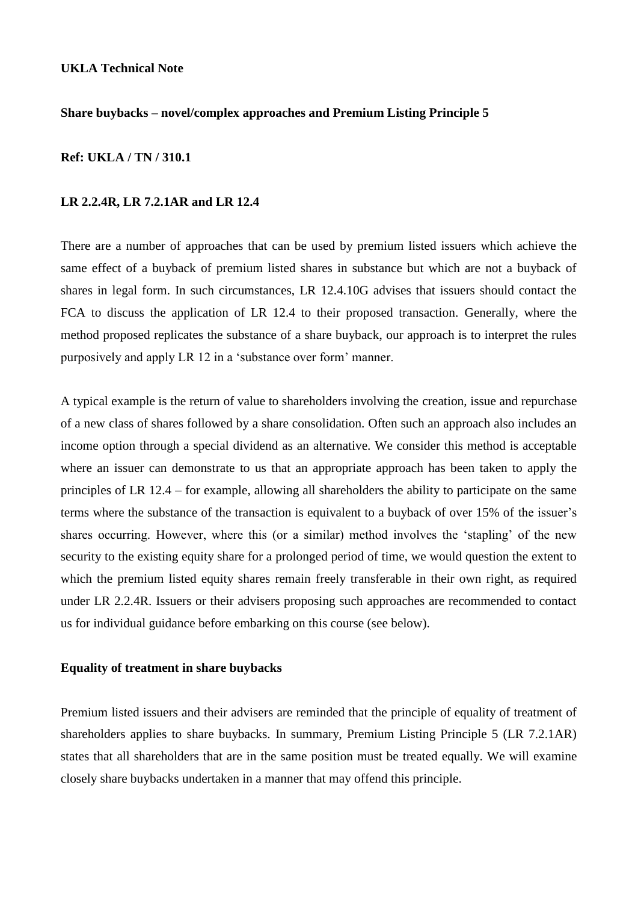**UKLA Technical Note**

**Share buybacks – novel/complex approaches and Premium Listing Principle 5**

**Ref: UKLA / TN / 310.1**

**LR 2.2.4R, LR 7.2.1AR and LR 12.4**

There are a number of approaches that can be used by premium listed issuers which achieve the same effect of a buyback of premium listed shares in substance but which are not a buyback of shares in legal form. In such circumstances, LR 12.4.10G advises that issuers should contact the FCA to discuss the application of LR 12.4 to their proposed transaction. Generally, where the method proposed replicates the substance of a share buyback, our approach is to interpret the rules purposively and apply LR 12 in a 'substance over form' manner.

A typical example is the return of value to shareholders involving the creation, issue and repurchase of a new class of shares followed by a share consolidation. Often such an approach also includes an income option through a special dividend as an alternative. We consider this method is acceptable where an issuer can demonstrate to us that an appropriate approach has been taken to apply the principles of LR 12.4 – for example, allowing all shareholders the ability to participate on the same terms where the substance of the transaction is equivalent to a buyback of over 15% of the issuer's shares occurring. However, where this (or a similar) method involves the 'stapling' of the new security to the existing equity share for a prolonged period of time, we would question the extent to which the premium listed equity shares remain freely transferable in their own right, as required under LR 2.2.4R. Issuers or their advisers proposing such approaches are recommended to contact us for individual guidance before embarking on this course (see below).

**Equality of treatment in share buybacks**

Premium listed issuers and their advisers are reminded that the principle of equality of treatment of shareholders applies to share buybacks. In summary, Premium Listing Principle 5 (LR 7.2.1AR) states that all shareholders that are in the same position must be treated equally. We will examine closely share buybacks undertaken in a manner that may offend this principle.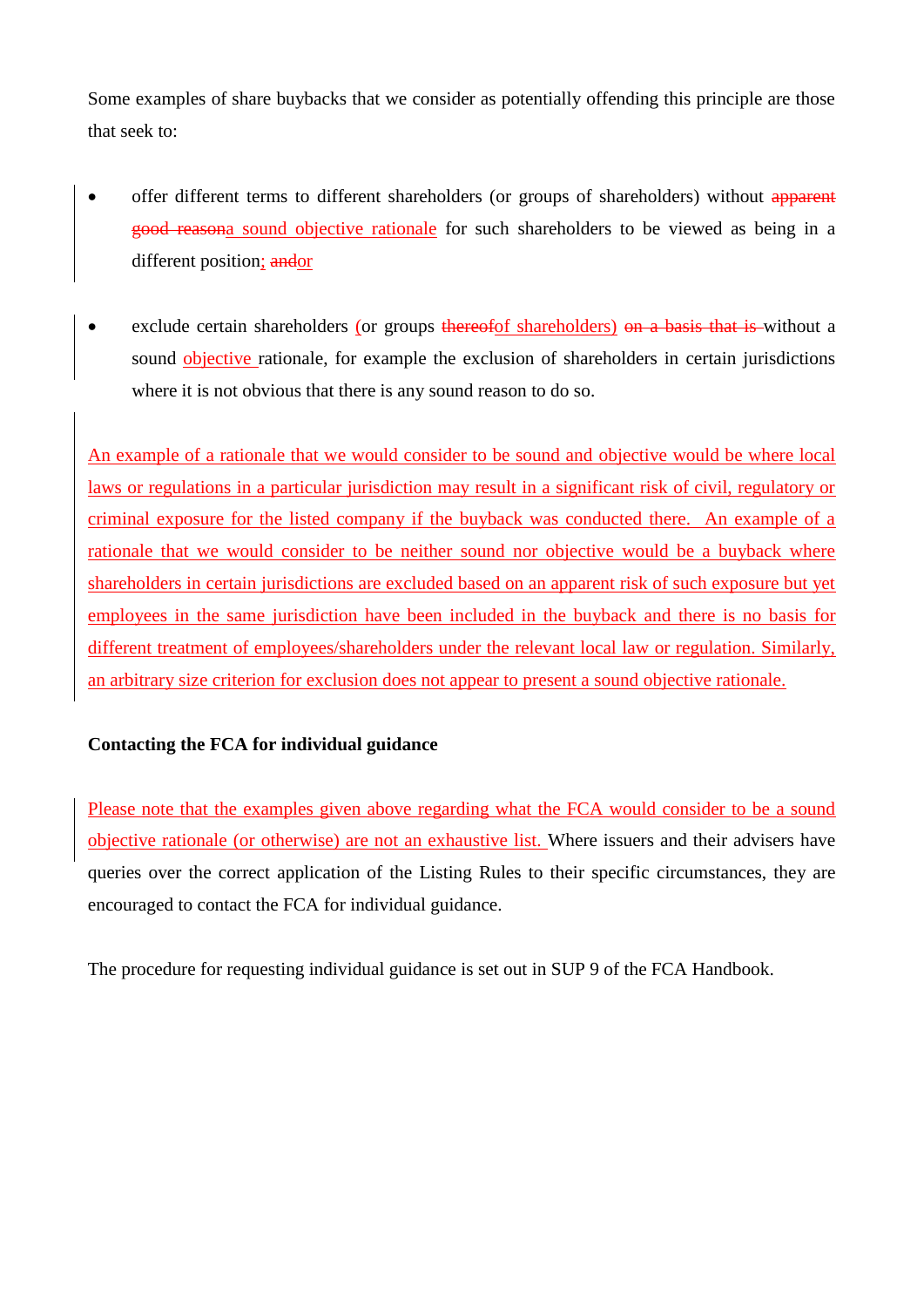Some examples of share buybacks that we consider as potentially offending this principle are those that seek to:

- offer different terms to different shareholders (or groups of shareholders) without ~~apparent good reason~~a sound objective rationale for such shareholders to be viewed as being in a different position; ~~and~~or

- exclude certain shareholders (or groups ~~thereof~~of shareholders) ~~on a basis that is~~ without a sound objective rationale, for example the exclusion of shareholders in certain jurisdictions where it is not obvious that there is any sound reason to do so.

An example of a rationale that we would consider to be sound and objective would be where local laws or regulations in a particular jurisdiction may result in a significant risk of civil, regulatory or criminal exposure for the listed company if the buyback was conducted there. An example of a rationale that we would consider to be neither sound nor objective would be a buyback where shareholders in certain jurisdictions are excluded based on an apparent risk of such exposure but yet employees in the same jurisdiction have been included in the buyback and there is no basis for different treatment of employees/shareholders under the relevant local law or regulation. Similarly, an arbitrary size criterion for exclusion does not appear to present a sound objective rationale.

**Contacting the FCA for individual guidance**

Please note that the examples given above regarding what the FCA would consider to be a sound objective rationale (or otherwise) are not an exhaustive list. Where issuers and their advisers have queries over the correct application of the Listing Rules to their specific circumstances, they are encouraged to contact the FCA for individual guidance.

The procedure for requesting individual guidance is set out in SUP 9 of the FCA Handbook.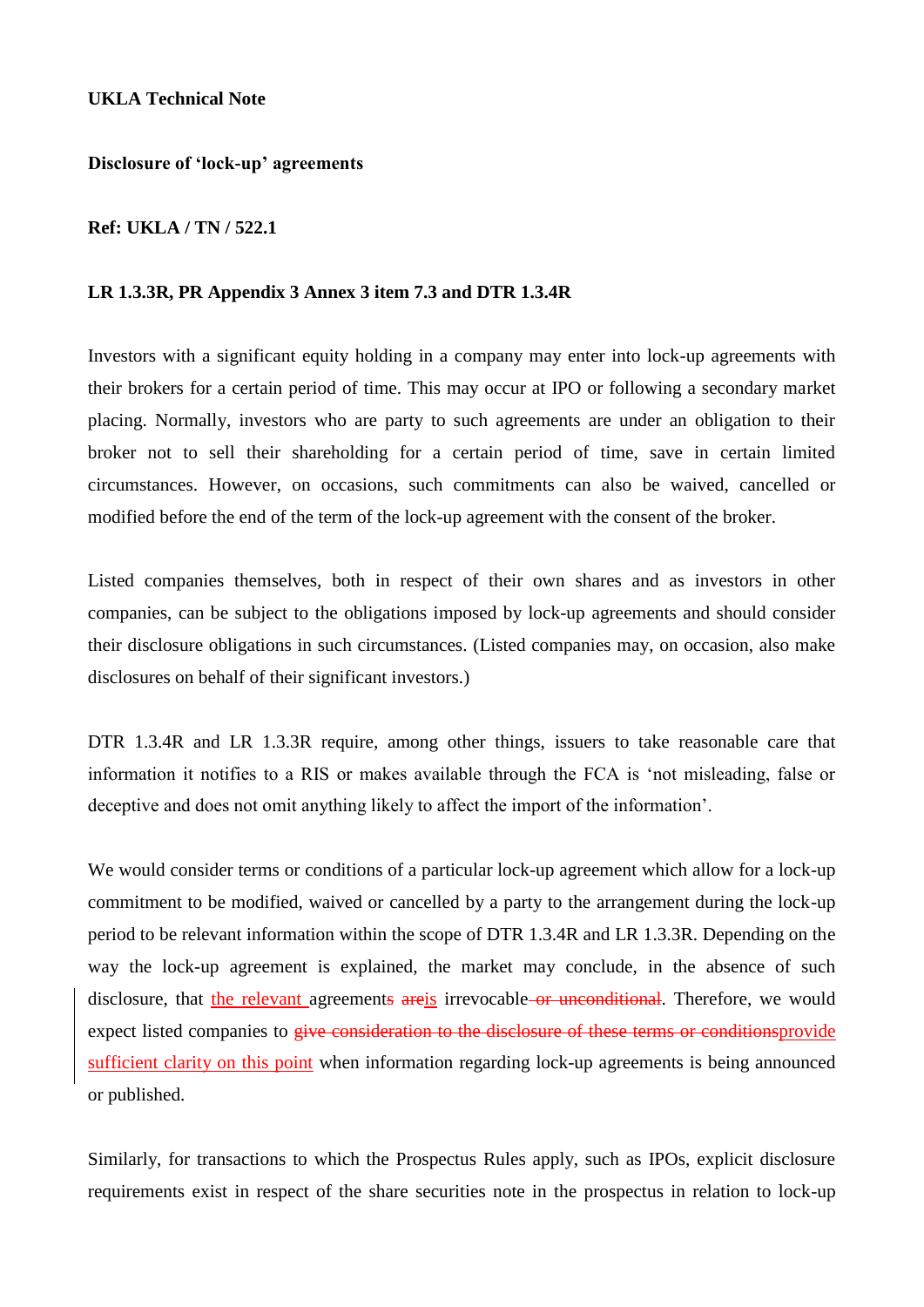**UKLA Technical Note**

**Disclosure of 'lock-up' agreements**

**Ref: UKLA / TN / 522.1**

**LR 1.3.3R, PR Appendix 3 Annex 3 item 7.3 and DTR 1.3.4R**

Investors with a significant equity holding in a company may enter into lock-up agreements with their brokers for a certain period of time. This may occur at IPO or following a secondary market placing. Normally, investors who are party to such agreements are under an obligation to their broker not to sell their shareholding for a certain period of time, save in certain limited circumstances. However, on occasions, such commitments can also be waived, cancelled or modified before the end of the term of the lock-up agreement with the consent of the broker.

Listed companies themselves, both in respect of their own shares and as investors in other companies, can be subject to the obligations imposed by lock-up agreements and should consider their disclosure obligations in such circumstances. (Listed companies may, on occasion, also make disclosures on behalf of their significant investors.)

DTR 1.3.4R and LR 1.3.3R require, among other things, issuers to take reasonable care that information it notifies to a RIS or makes available through the FCA is 'not misleading, false or deceptive and does not omit anything likely to affect the import of the information'.

We would consider terms or conditions of a particular lock-up agreement which allow for a lock-up commitment to be modified, waived or cancelled by a party to the arrangement during the lock-up period to be relevant information within the scope of DTR 1.3.4R and LR 1.3.3R. Depending on the way the lock-up agreement is explained, the market may conclude, in the absence of such disclosure, that <u>the relevant </u>agreement~~s~~ ~~are~~<u>is</u> irrevocable~~ or unconditional~~. Therefore, we would expect listed companies to ~~give consideration to the disclosure of these terms or conditions~~<u>provide sufficient clarity on this point</u> when information regarding lock-up agreements is being announced or published.

Similarly, for transactions to which the Prospectus Rules apply, such as IPOs, explicit disclosure requirements exist in respect of the share securities note in the prospectus in relation to lock-up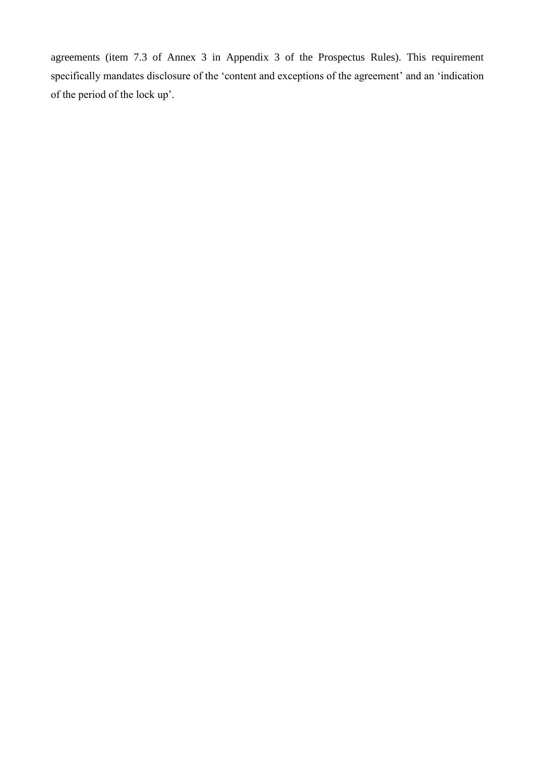agreements (item 7.3 of Annex 3 in Appendix 3 of the Prospectus Rules). This requirement specifically mandates disclosure of the 'content and exceptions of the agreement' and an 'indication of the period of the lock up'.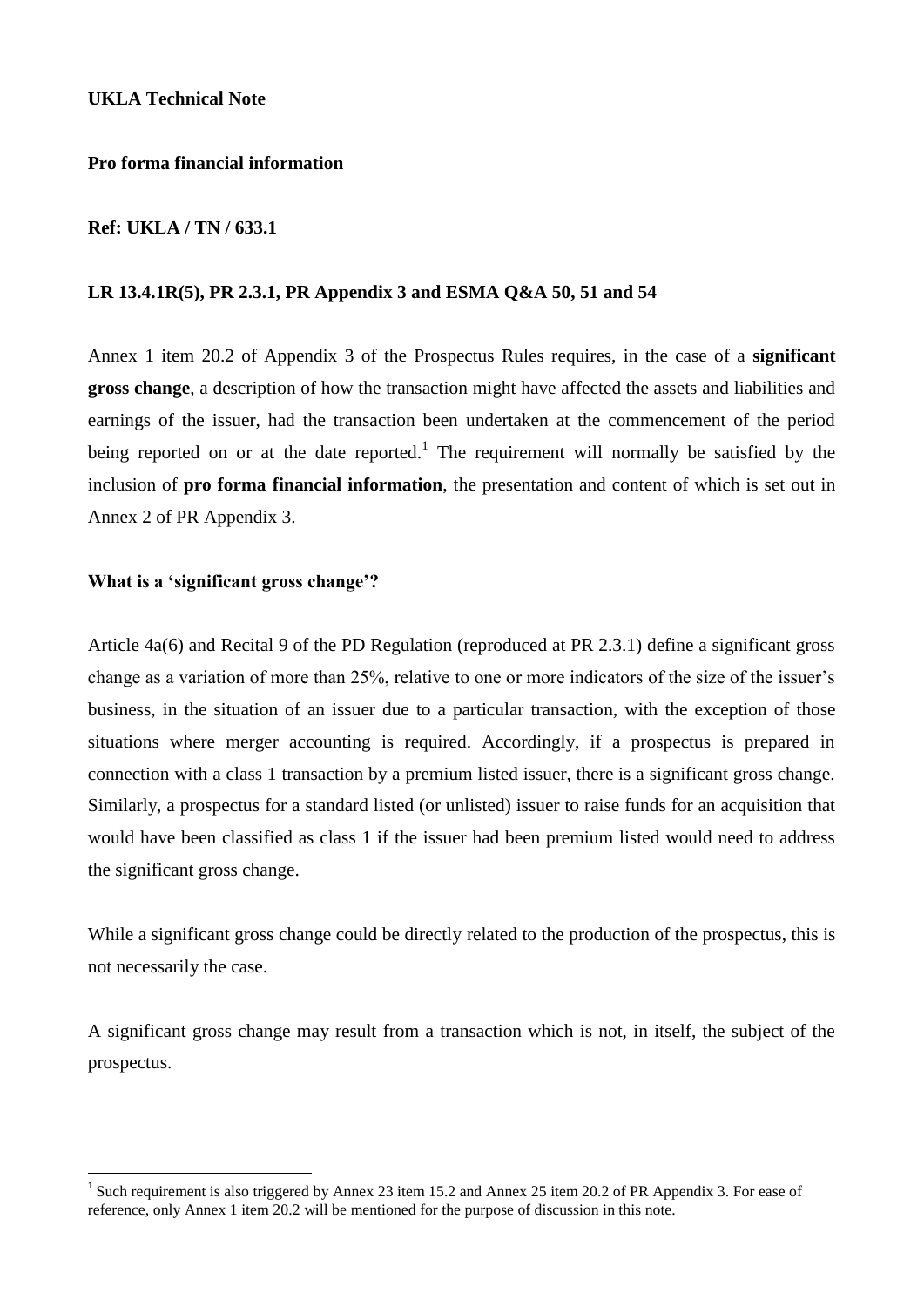**UKLA Technical Note**

**Pro forma financial information**

**Ref: UKLA / TN / 633.1**

**LR 13.4.1R(5), PR 2.3.1, PR Appendix 3 and ESMA Q&A 50, 51 and 54**

Annex 1 item 20.2 of Appendix 3 of the Prospectus Rules requires, in the case of a **significant gross change**, a description of how the transaction might have affected the assets and liabilities and earnings of the issuer, had the transaction been undertaken at the commencement of the period being reported on or at the date reported.[1] The requirement will normally be satisfied by the inclusion of **pro forma financial information**, the presentation and content of which is set out in Annex 2 of PR Appendix 3.

**What is a 'significant gross change'?**

Article 4a(6) and Recital 9 of the PD Regulation (reproduced at PR 2.3.1) define a significant gross change as a variation of more than 25%, relative to one or more indicators of the size of the issuer's business, in the situation of an issuer due to a particular transaction, with the exception of those situations where merger accounting is required. Accordingly, if a prospectus is prepared in connection with a class 1 transaction by a premium listed issuer, there is a significant gross change. Similarly, a prospectus for a standard listed (or unlisted) issuer to raise funds for an acquisition that would have been classified as class 1 if the issuer had been premium listed would need to address the significant gross change.

While a significant gross change could be directly related to the production of the prospectus, this is not necessarily the case.

A significant gross change may result from a transaction which is not, in itself, the subject of the prospectus.

[1] Such requirement is also triggered by Annex 23 item 15.2 and Annex 25 item 20.2 of PR Appendix 3. For ease of reference, only Annex 1 item 20.2 will be mentioned for the purpose of discussion in this note.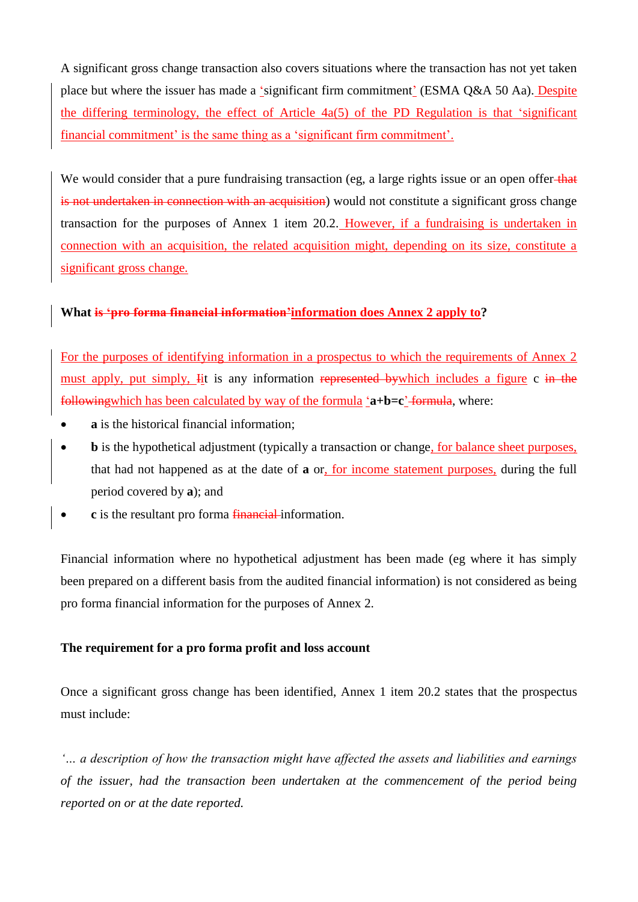A significant gross change transaction also covers situations where the transaction has not yet taken place but where the issuer has made a 'significant firm commitment' (ESMA Q&A 50 Aa). Despite the differing terminology, the effect of Article 4a(5) of the PD Regulation is that 'significant financial commitment' is the same thing as a 'significant firm commitment'.

We would consider that a pure fundraising transaction (eg, a large rights issue or an open offer ~~that is not undertaken in connection with an acquisition~~) would not constitute a significant gross change transaction for the purposes of Annex 1 item 20.2. However, if a fundraising is undertaken in connection with an acquisition, the related acquisition might, depending on its size, constitute a significant gross change.

**What ~~is 'pro forma financial information'~~information does Annex 2 apply to?**

For the purposes of identifying information in a prospectus to which the requirements of Annex 2 must apply, put simply, ~~I~~it is any information ~~represented by~~which includes a figure c ~~in the following~~which has been calculated by way of the formula '**a+b=c**' ~~formula~~, where:

- **a** is the historical financial information;
- **b** is the hypothetical adjustment (typically a transaction or change, for balance sheet purposes, that had not happened as at the date of **a** or, for income statement purposes, during the full period covered by **a**); and
- **c** is the resultant pro forma ~~financial~~ information.

Financial information where no hypothetical adjustment has been made (eg where it has simply been prepared on a different basis from the audited financial information) is not considered as being pro forma financial information for the purposes of Annex 2.

**The requirement for a pro forma profit and loss account**

Once a significant gross change has been identified, Annex 1 item 20.2 states that the prospectus must include:

*'… a description of how the transaction might have affected the assets and liabilities and earnings of the issuer, had the transaction been undertaken at the commencement of the period being reported on or at the date reported.*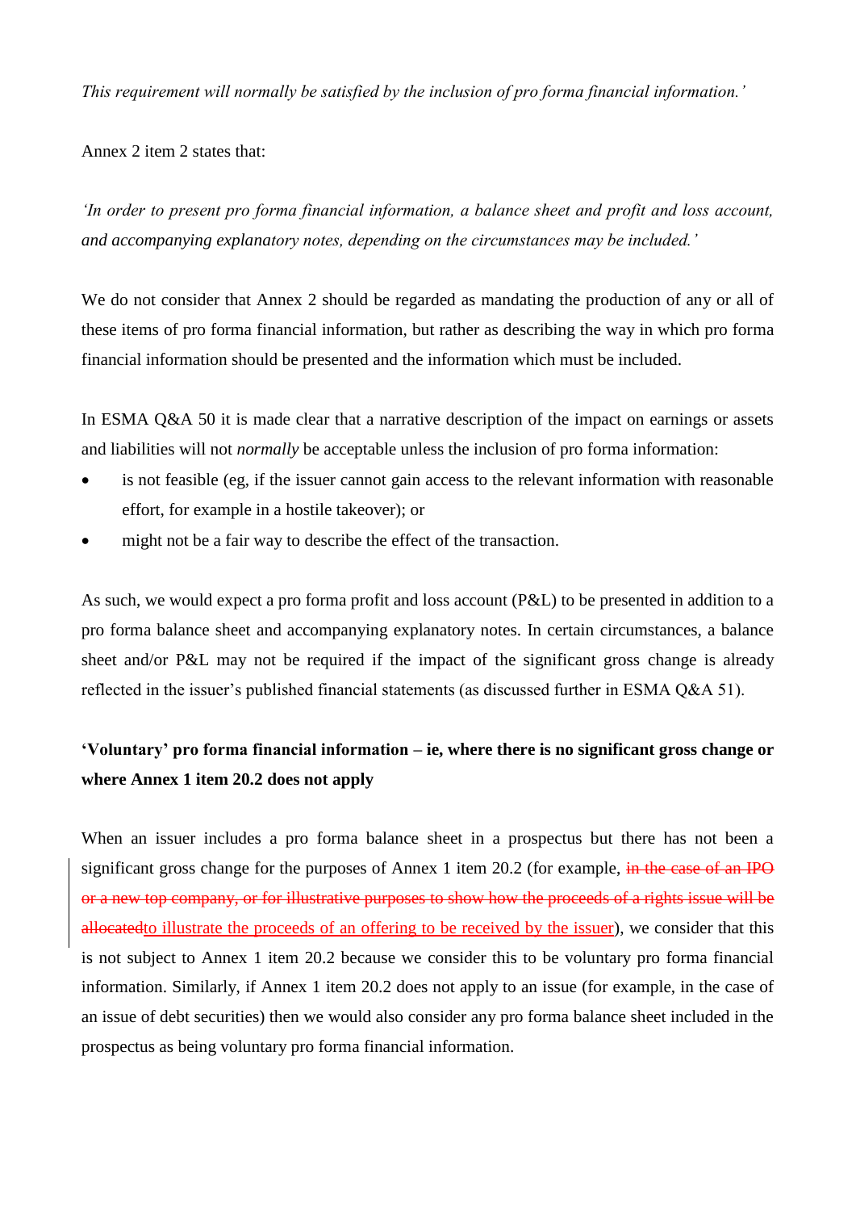*This requirement will normally be satisfied by the inclusion of pro forma financial information.'*

Annex 2 item 2 states that:

*'In order to present pro forma financial information, a balance sheet and profit and loss account, and accompanying explanatory notes, depending on the circumstances may be included.'*

We do not consider that Annex 2 should be regarded as mandating the production of any or all of these items of pro forma financial information, but rather as describing the way in which pro forma financial information should be presented and the information which must be included.

In ESMA Q&A 50 it is made clear that a narrative description of the impact on earnings or assets and liabilities will not *normally* be acceptable unless the inclusion of pro forma information:

- is not feasible (eg, if the issuer cannot gain access to the relevant information with reasonable effort, for example in a hostile takeover); or
- might not be a fair way to describe the effect of the transaction.

As such, we would expect a pro forma profit and loss account (P&L) to be presented in addition to a pro forma balance sheet and accompanying explanatory notes. In certain circumstances, a balance sheet and/or P&L may not be required if the impact of the significant gross change is already reflected in the issuer's published financial statements (as discussed further in ESMA Q&A 51).

**'Voluntary' pro forma financial information – ie, where there is no significant gross change or where Annex 1 item 20.2 does not apply**

When an issuer includes a pro forma balance sheet in a prospectus but there has not been a significant gross change for the purposes of Annex 1 item 20.2 (for example, ~~in the case of an IPO or a new top company, or for illustrative purposes to show how the proceeds of a rights issue will be allocated~~to illustrate the proceeds of an offering to be received by the issuer), we consider that this is not subject to Annex 1 item 20.2 because we consider this to be voluntary pro forma financial information. Similarly, if Annex 1 item 20.2 does not apply to an issue (for example, in the case of an issue of debt securities) then we would also consider any pro forma balance sheet included in the prospectus as being voluntary pro forma financial information.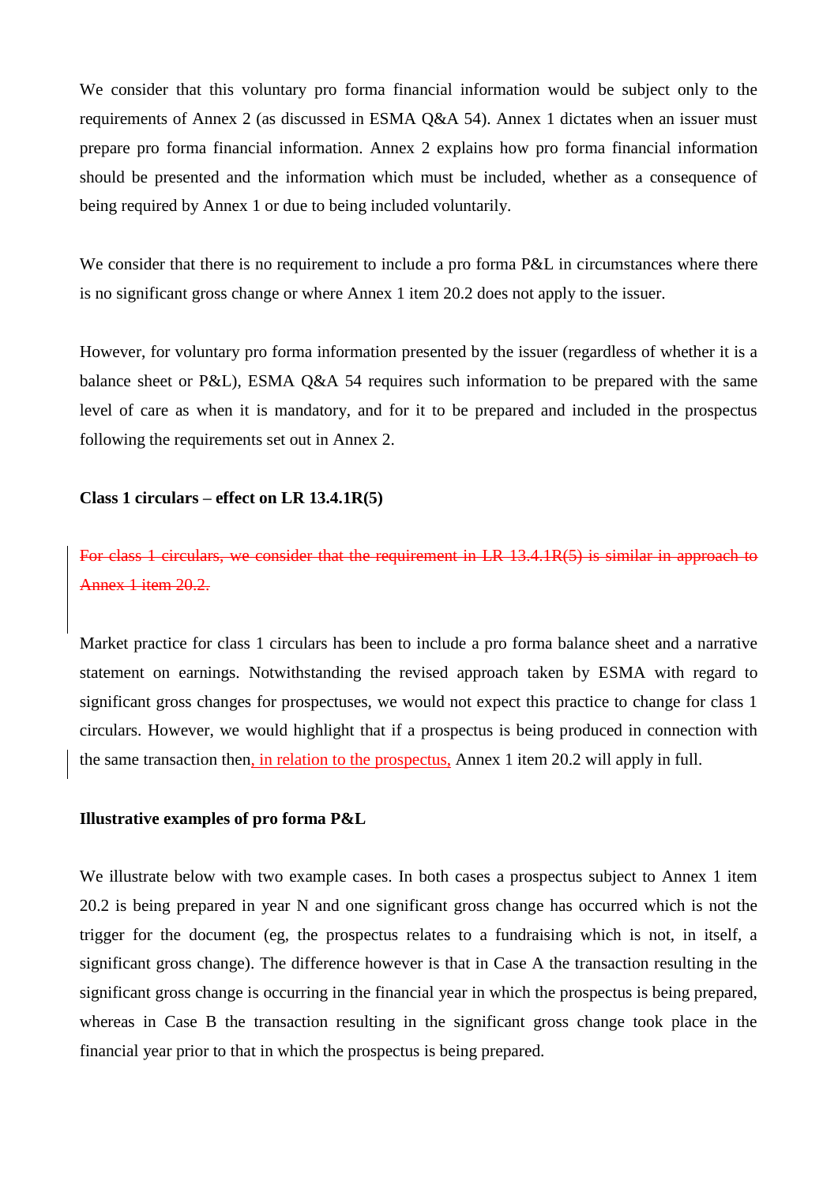We consider that this voluntary pro forma financial information would be subject only to the requirements of Annex 2 (as discussed in ESMA Q&A 54). Annex 1 dictates when an issuer must prepare pro forma financial information. Annex 2 explains how pro forma financial information should be presented and the information which must be included, whether as a consequence of being required by Annex 1 or due to being included voluntarily.

We consider that there is no requirement to include a pro forma P&L in circumstances where there is no significant gross change or where Annex 1 item 20.2 does not apply to the issuer.

However, for voluntary pro forma information presented by the issuer (regardless of whether it is a balance sheet or P&L), ESMA Q&A 54 requires such information to be prepared with the same level of care as when it is mandatory, and for it to be prepared and included in the prospectus following the requirements set out in Annex 2.

**Class 1 circulars – effect on LR 13.4.1R(5)**

~~For class 1 circulars, we consider that the requirement in LR 13.4.1R(5) is similar in approach to Annex 1 item 20.2.~~

Market practice for class 1 circulars has been to include a pro forma balance sheet and a narrative statement on earnings. Notwithstanding the revised approach taken by ESMA with regard to significant gross changes for prospectuses, we would not expect this practice to change for class 1 circulars. However, we would highlight that if a prospectus is being produced in connection with the same transaction then, in relation to the prospectus, Annex 1 item 20.2 will apply in full.

**Illustrative examples of pro forma P&L**

We illustrate below with two example cases. In both cases a prospectus subject to Annex 1 item 20.2 is being prepared in year N and one significant gross change has occurred which is not the trigger for the document (eg, the prospectus relates to a fundraising which is not, in itself, a significant gross change). The difference however is that in Case A the transaction resulting in the significant gross change is occurring in the financial year in which the prospectus is being prepared, whereas in Case B the transaction resulting in the significant gross change took place in the financial year prior to that in which the prospectus is being prepared.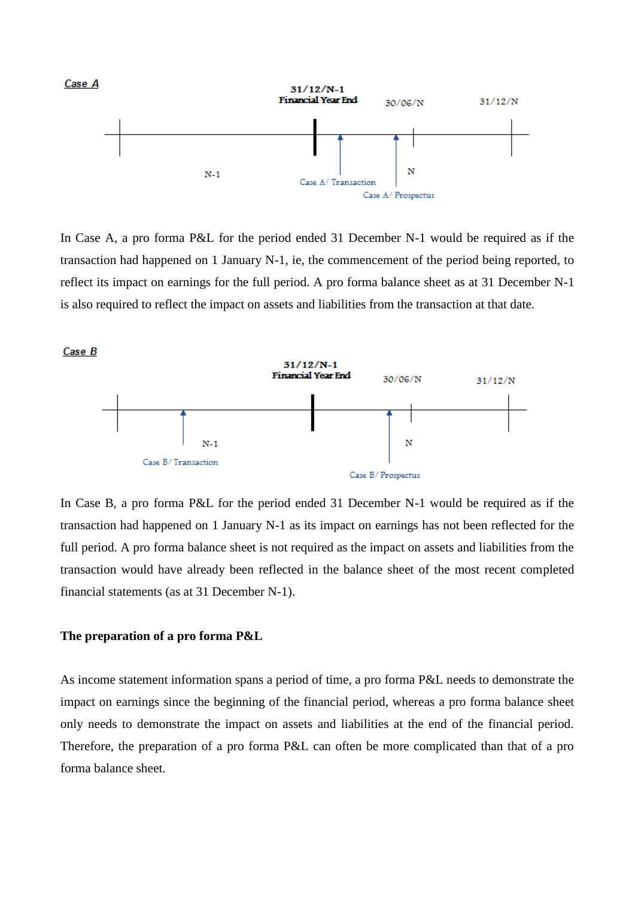***Case A***

31/12/N-1
**Financial Year End**

30/06/N

31/12/N

N-1

Case A/ Transaction

N

Case A/ Prospectus

In Case A, a pro forma P&L for the period ended 31 December N-1 would be required as if the transaction had happened on 1 January N-1, ie, the commencement of the period being reported, to reflect its impact on earnings for the full period. A pro forma balance sheet as at 31 December N-1 is also required to reflect the impact on assets and liabilities from the transaction at that date.

***Case B***

31/12/N-1
**Financial Year End**

30/06/N

31/12/N

N-1

Case B/ Transaction

N

Case B/ Prospectus

In Case B, a pro forma P&L for the period ended 31 December N-1 would be required as if the transaction had happened on 1 January N-1 as its impact on earnings has not been reflected for the full period. A pro forma balance sheet is not required as the impact on assets and liabilities from the transaction would have already been reflected in the balance sheet of the most recent completed financial statements (as at 31 December N-1).

**The preparation of a pro forma P&L**

As income statement information spans a period of time, a pro forma P&L needs to demonstrate the impact on earnings since the beginning of the financial period, whereas a pro forma balance sheet only needs to demonstrate the impact on assets and liabilities at the end of the financial period. Therefore, the preparation of a pro forma P&L can often be more complicated than that of a pro forma balance sheet.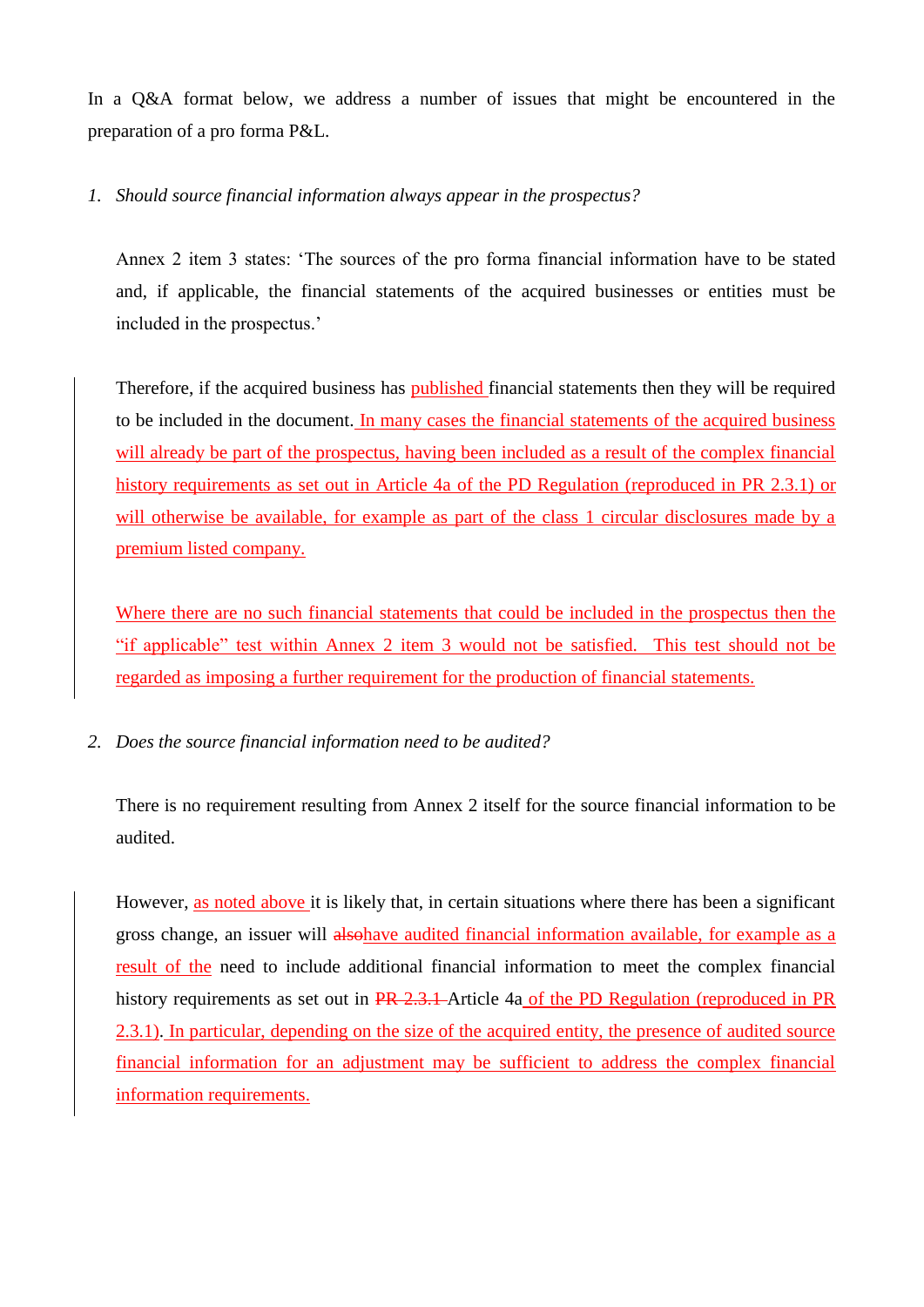In a Q&A format below, we address a number of issues that might be encountered in the preparation of a pro forma P&L.

1. *Should source financial information always appear in the prospectus?*

   Annex 2 item 3 states: 'The sources of the pro forma financial information have to be stated and, if applicable, the financial statements of the acquired businesses or entities must be included in the prospectus.'

   Therefore, if the acquired business has published financial statements then they will be required to be included in the document. In many cases the financial statements of the acquired business will already be part of the prospectus, having been included as a result of the complex financial history requirements as set out in Article 4a of the PD Regulation (reproduced in PR 2.3.1) or will otherwise be available, for example as part of the class 1 circular disclosures made by a premium listed company.

   Where there are no such financial statements that could be included in the prospectus then the "if applicable" test within Annex 2 item 3 would not be satisfied. This test should not be regarded as imposing a further requirement for the production of financial statements.

2. *Does the source financial information need to be audited?*

   There is no requirement resulting from Annex 2 itself for the source financial information to be audited.

   However, as noted above it is likely that, in certain situations where there has been a significant gross change, an issuer will ~~also~~have audited financial information available, for example as a result of the need to include additional financial information to meet the complex financial history requirements as set out in ~~PR 2.3.1~~ Article 4a of the PD Regulation (reproduced in PR 2.3.1). In particular, depending on the size of the acquired entity, the presence of audited source financial information for an adjustment may be sufficient to address the complex financial information requirements.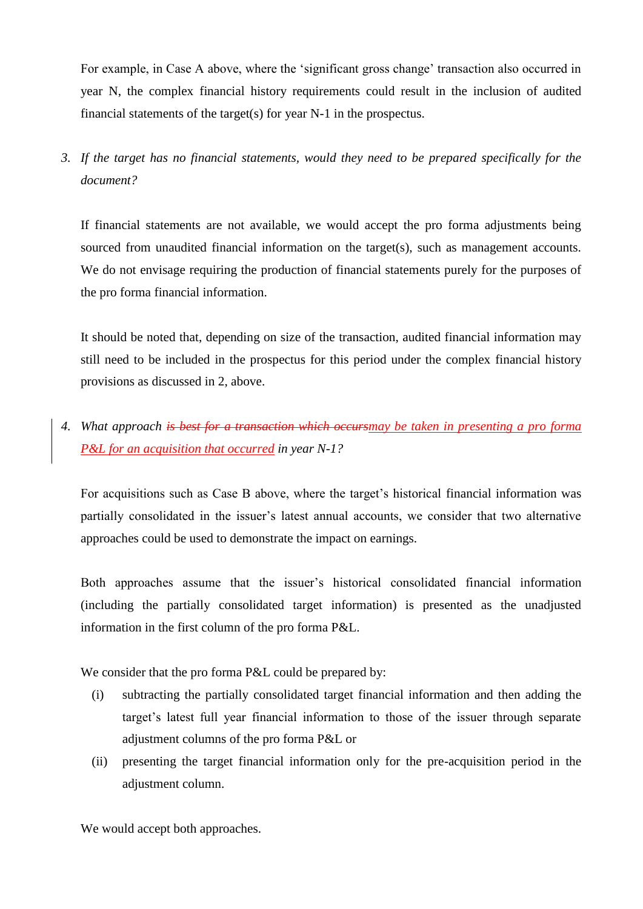For example, in Case A above, where the 'significant gross change' transaction also occurred in year N, the complex financial history requirements could result in the inclusion of audited financial statements of the target(s) for year N-1 in the prospectus.

3. *If the target has no financial statements, would they need to be prepared specifically for the document?*

   If financial statements are not available, we would accept the pro forma adjustments being sourced from unaudited financial information on the target(s), such as management accounts. We do not envisage requiring the production of financial statements purely for the purposes of the pro forma financial information.

   It should be noted that, depending on size of the transaction, audited financial information may still need to be included in the prospectus for this period under the complex financial history provisions as discussed in 2, above.

4. *What approach ~~is best for a transaction which occurs~~may be taken in presenting a pro forma P&L for an acquisition that occurred in year N-1?*

   For acquisitions such as Case B above, where the target's historical financial information was partially consolidated in the issuer's latest annual accounts, we consider that two alternative approaches could be used to demonstrate the impact on earnings.

   Both approaches assume that the issuer's historical consolidated financial information (including the partially consolidated target information) is presented as the unadjusted information in the first column of the pro forma P&L.

   We consider that the pro forma P&L could be prepared by:

   (i) subtracting the partially consolidated target financial information and then adding the target's latest full year financial information to those of the issuer through separate adjustment columns of the pro forma P&L or

   (ii) presenting the target financial information only for the pre-acquisition period in the adjustment column.

   We would accept both approaches.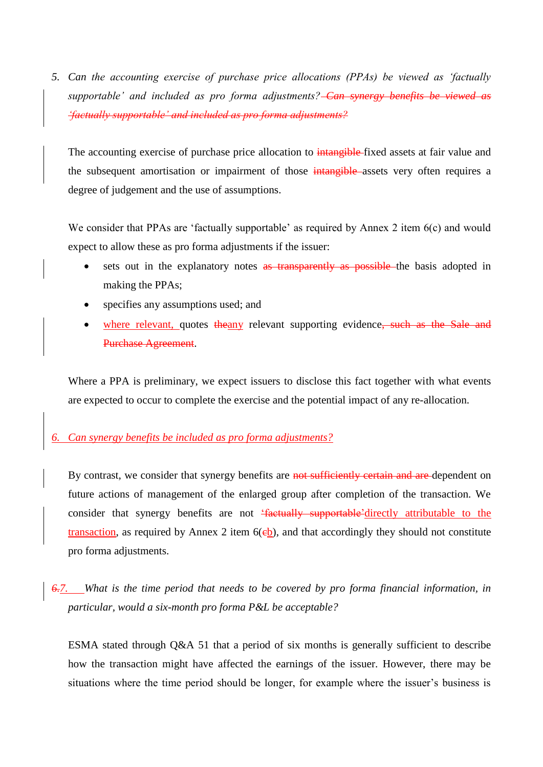5. *Can the accounting exercise of purchase price allocations (PPAs) be viewed as 'factually supportable' and included as pro forma adjustments? ~~Can synergy benefits be viewed as 'factually supportable' and included as pro forma adjustments?~~*

The accounting exercise of purchase price allocation to ~~intangible~~ fixed assets at fair value and the subsequent amortisation or impairment of those ~~intangible~~ assets very often requires a degree of judgement and the use of assumptions.

We consider that PPAs are 'factually supportable' as required by Annex 2 item 6(c) and would expect to allow these as pro forma adjustments if the issuer:

- sets out in the explanatory notes ~~as transparently as possible~~ the basis adopted in making the PPAs;
- specifies any assumptions used; and
- where relevant, quotes ~~the~~any relevant supporting evidence~~, such as the Sale and Purchase Agreement~~.

Where a PPA is preliminary, we expect issuers to disclose this fact together with what events are expected to occur to complete the exercise and the potential impact of any re-allocation.

6. *Can synergy benefits be included as pro forma adjustments?*

By contrast, we consider that synergy benefits are ~~not sufficiently certain and are~~ dependent on future actions of management of the enlarged group after completion of the transaction. We consider that synergy benefits are not ~~'factually supportable'~~directly attributable to the transaction, as required by Annex 2 item 6(~~c~~b), and that accordingly they should not constitute pro forma adjustments.

~~6.~~7. *What is the time period that needs to be covered by pro forma financial information, in particular, would a six-month pro forma P&L be acceptable?*

ESMA stated through Q&A 51 that a period of six months is generally sufficient to describe how the transaction might have affected the earnings of the issuer. However, there may be situations where the time period should be longer, for example where the issuer's business is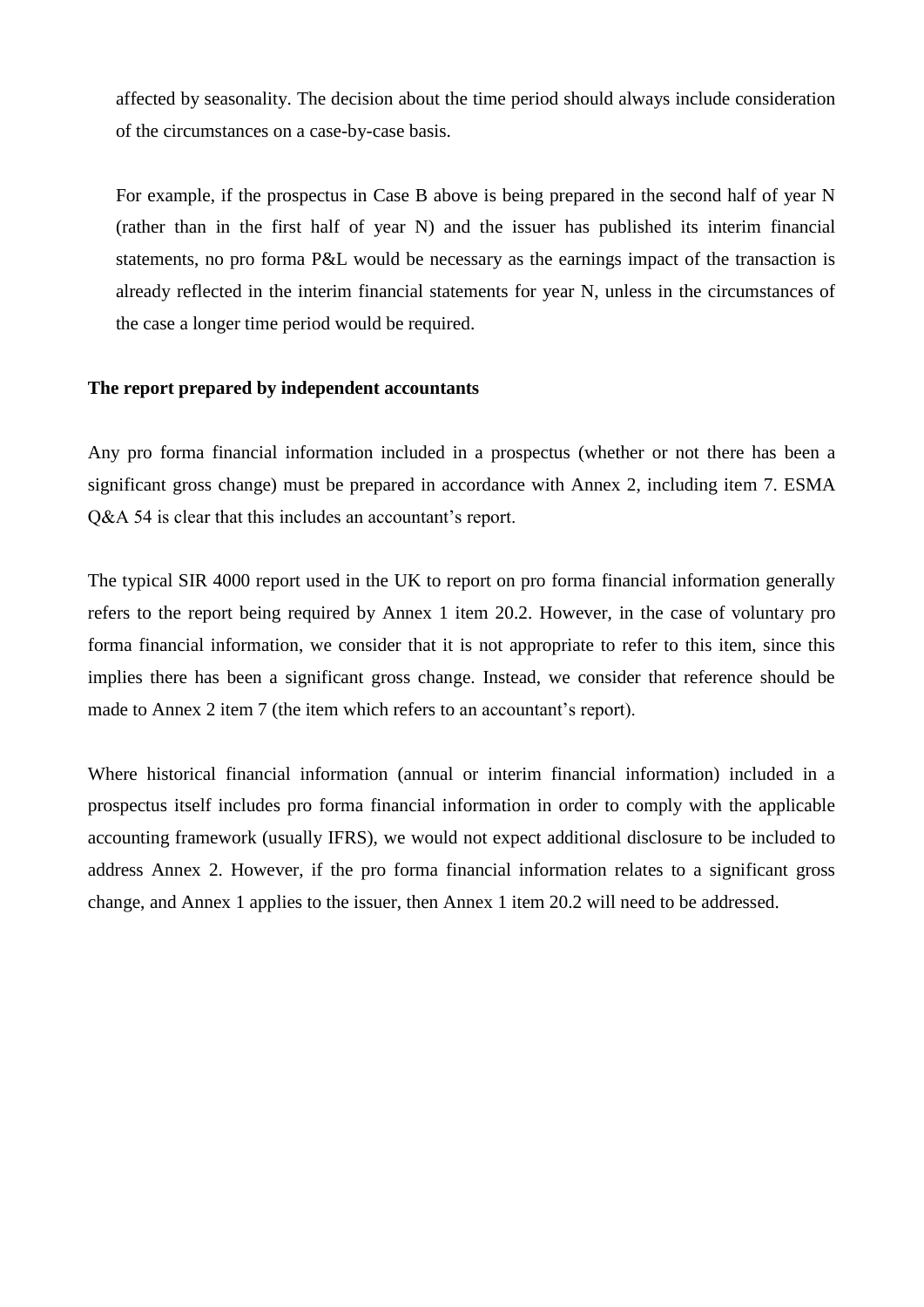affected by seasonality. The decision about the time period should always include consideration of the circumstances on a case-by-case basis.

For example, if the prospectus in Case B above is being prepared in the second half of year N (rather than in the first half of year N) and the issuer has published its interim financial statements, no pro forma P&L would be necessary as the earnings impact of the transaction is already reflected in the interim financial statements for year N, unless in the circumstances of the case a longer time period would be required.

**The report prepared by independent accountants**

Any pro forma financial information included in a prospectus (whether or not there has been a significant gross change) must be prepared in accordance with Annex 2, including item 7. ESMA Q&A 54 is clear that this includes an accountant's report.

The typical SIR 4000 report used in the UK to report on pro forma financial information generally refers to the report being required by Annex 1 item 20.2. However, in the case of voluntary pro forma financial information, we consider that it is not appropriate to refer to this item, since this implies there has been a significant gross change. Instead, we consider that reference should be made to Annex 2 item 7 (the item which refers to an accountant's report).

Where historical financial information (annual or interim financial information) included in a prospectus itself includes pro forma financial information in order to comply with the applicable accounting framework (usually IFRS), we would not expect additional disclosure to be included to address Annex 2. However, if the pro forma financial information relates to a significant gross change, and Annex 1 applies to the issuer, then Annex 1 item 20.2 will need to be addressed.